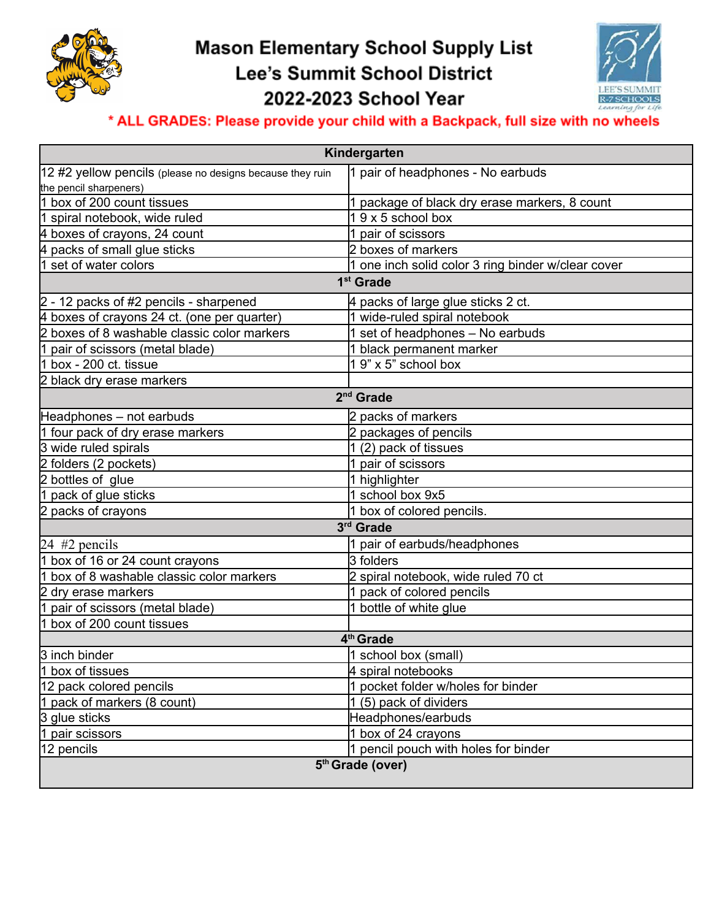# Mason Elementary School Supply List

## Lee's Summit School District

## 2022-2023 School Year

**\* ALL GRADES: Please provide your child with a Backpack, full size with no wheels**

| Kindergarten | |
|---|---|
| 12 #2 yellow pencils (please no designs because they ruin the pencil sharpeners) | 1 pair of headphones - No earbuds |
| 1 box of 200 count tissues | 1 package of black dry erase markers, 8 count |
| 1 spiral notebook, wide ruled | 1 9 x 5 school box |
| 4 boxes of crayons, 24 count | 1 pair of scissors |
| 4 packs of small glue sticks | 2 boxes of markers |
| 1 set of water colors | 1 one inch solid color 3 ring binder w/clear cover |
| **1st Grade** | |
| 2 - 12 packs of #2 pencils - sharpened | 4 packs of large glue sticks 2 ct. |
| 4 boxes of crayons 24 ct. (one per quarter) | 1 wide-ruled spiral notebook |
| 2 boxes of 8 washable classic color markers | 1 set of headphones – No earbuds |
| 1 pair of scissors (metal blade) | 1 black permanent marker |
| 1 box - 200 ct. tissue | 1 9" x 5" school box |
| 2 black dry erase markers | |
| **2nd Grade** | |
| Headphones – not earbuds | 2 packs of markers |
| 1 four pack of dry erase markers | 2 packages of pencils |
| 3 wide ruled spirals | 1 (2) pack of tissues |
| 2 folders (2 pockets) | 1 pair of scissors |
| 2 bottles of glue | 1 highlighter |
| 1 pack of glue sticks | 1 school box 9x5 |
| 2 packs of crayons | 1 box of colored pencils. |
| **3rd Grade** | |
| 24 #2 pencils | 1 pair of earbuds/headphones |
| 1 box of 16 or 24 count crayons | 3 folders |
| 1 box of 8 washable classic color markers | 2 spiral notebook, wide ruled 70 ct |
| 2 dry erase markers | 1 pack of colored pencils |
| 1 pair of scissors (metal blade) | 1 bottle of white glue |
| 1 box of 200 count tissues | |
| **4th Grade** | |
| 3 inch binder | 1 school box (small) |
| 1 box of tissues | 4 spiral notebooks |
| 12 pack colored pencils | 1 pocket folder w/holes for binder |
| 1 pack of markers (8 count) | 1 (5) pack of dividers |
| 3 glue sticks | Headphones/earbuds |
| 1 pair scissors | 1 box of 24 crayons |
| 12 pencils | 1 pencil pouch with holes for binder |
| **5th Grade (over)** | |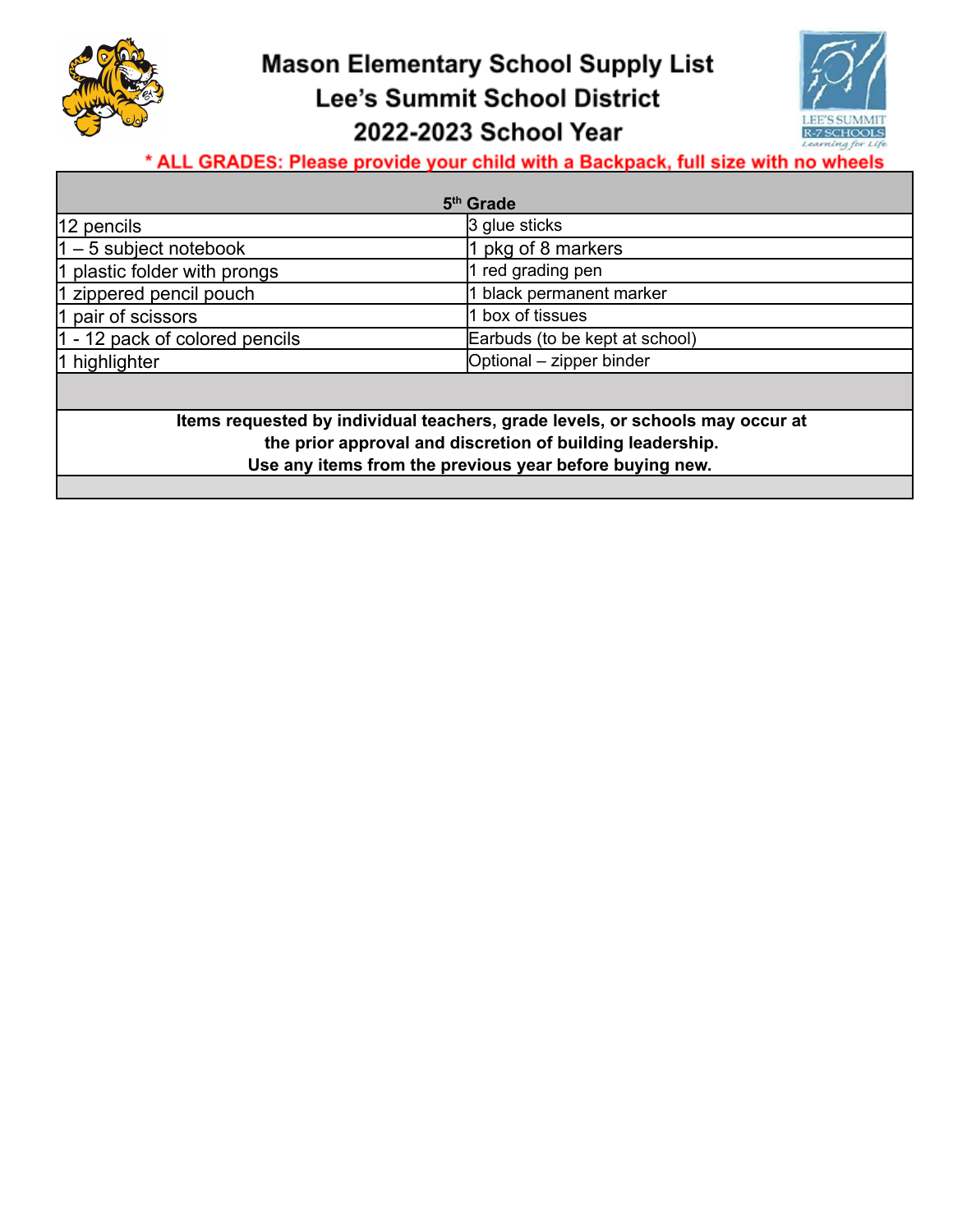# Mason Elementary School Supply List
## Lee's Summit School District
## 2022-2023 School Year

*** ALL GRADES: Please provide your child with a Backpack, full size with no wheels**

| 5th Grade | |
|---|---|
| 12 pencils | 3 glue sticks |
| 1 – 5 subject notebook | 1 pkg of 8 markers |
| 1 plastic folder with prongs | 1 red grading pen |
| 1 zippered pencil pouch | 1 black permanent marker |
| 1 pair of scissors | 1 box of tissues |
| 1 - 12 pack of colored pencils | Earbuds (to be kept at school) |
| 1 highlighter | Optional – zipper binder |

**Items requested by individual teachers, grade levels, or schools may occur at the prior approval and discretion of building leadership.**
**Use any items from the previous year before buying new.**